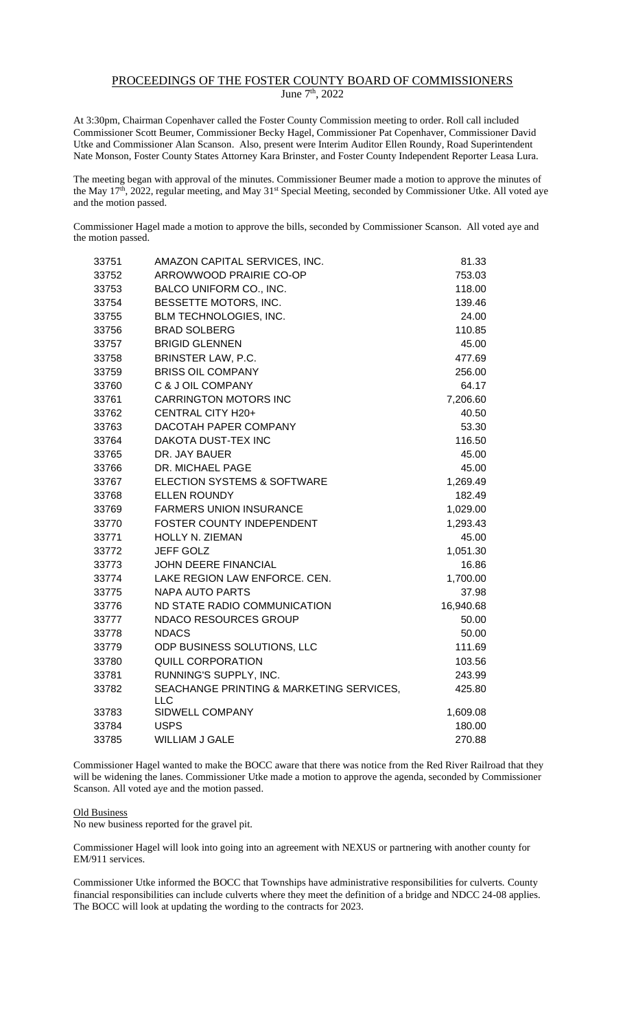# PROCEEDINGS OF THE FOSTER COUNTY BOARD OF COMMISSIONERS

June 7th, 2022

At 3:30pm, Chairman Copenhaver called the Foster County Commission meeting to order. Roll call included Commissioner Scott Beumer, Commissioner Becky Hagel, Commissioner Pat Copenhaver, Commissioner David Utke and Commissioner Alan Scanson. Also, present were Interim Auditor Ellen Roundy, Road Superintendent Nate Monson, Foster County States Attorney Kara Brinster, and Foster County Independent Reporter Leasa Lura.

The meeting began with approval of the minutes. Commissioner Beumer made a motion to approve the minutes of the May 17th, 2022, regular meeting, and May 31st Special Meeting, seconded by Commissioner Utke. All voted aye and the motion passed.

Commissioner Hagel made a motion to approve the bills, seconded by Commissioner Scanson. All voted aye and the motion passed.

| | | |
|---|---|---|
| 33751 | AMAZON CAPITAL SERVICES, INC. | 81.33 |
| 33752 | ARROWWOOD PRAIRIE CO-OP | 753.03 |
| 33753 | BALCO UNIFORM CO., INC. | 118.00 |
| 33754 | BESSETTE MOTORS, INC. | 139.46 |
| 33755 | BLM TECHNOLOGIES, INC. | 24.00 |
| 33756 | BRAD SOLBERG | 110.85 |
| 33757 | BRIGID GLENNEN | 45.00 |
| 33758 | BRINSTER LAW, P.C. | 477.69 |
| 33759 | BRISS OIL COMPANY | 256.00 |
| 33760 | C & J OIL COMPANY | 64.17 |
| 33761 | CARRINGTON MOTORS INC | 7,206.60 |
| 33762 | CENTRAL CITY H20+ | 40.50 |
| 33763 | DACOTAH PAPER COMPANY | 53.30 |
| 33764 | DAKOTA DUST-TEX INC | 116.50 |
| 33765 | DR. JAY BAUER | 45.00 |
| 33766 | DR. MICHAEL PAGE | 45.00 |
| 33767 | ELECTION SYSTEMS & SOFTWARE | 1,269.49 |
| 33768 | ELLEN ROUNDY | 182.49 |
| 33769 | FARMERS UNION INSURANCE | 1,029.00 |
| 33770 | FOSTER COUNTY INDEPENDENT | 1,293.43 |
| 33771 | HOLLY N. ZIEMAN | 45.00 |
| 33772 | JEFF GOLZ | 1,051.30 |
| 33773 | JOHN DEERE FINANCIAL | 16.86 |
| 33774 | LAKE REGION LAW ENFORCE. CEN. | 1,700.00 |
| 33775 | NAPA AUTO PARTS | 37.98 |
| 33776 | ND STATE RADIO COMMUNICATION | 16,940.68 |
| 33777 | NDACO RESOURCES GROUP | 50.00 |
| 33778 | NDACS | 50.00 |
| 33779 | ODP BUSINESS SOLUTIONS, LLC | 111.69 |
| 33780 | QUILL CORPORATION | 103.56 |
| 33781 | RUNNING'S SUPPLY, INC. | 243.99 |
| 33782 | SEACHANGE PRINTING & MARKETING SERVICES, LLC | 425.80 |
| 33783 | SIDWELL COMPANY | 1,609.08 |
| 33784 | USPS | 180.00 |
| 33785 | WILLIAM J GALE | 270.88 |

Commissioner Hagel wanted to make the BOCC aware that there was notice from the Red River Railroad that they will be widening the lanes. Commissioner Utke made a motion to approve the agenda, seconded by Commissioner Scanson. All voted aye and the motion passed.

Old Business

No new business reported for the gravel pit.

Commissioner Hagel will look into going into an agreement with NEXUS or partnering with another county for EM/911 services.

Commissioner Utke informed the BOCC that Townships have administrative responsibilities for culverts. County financial responsibilities can include culverts where they meet the definition of a bridge and NDCC 24-08 applies. The BOCC will look at updating the wording to the contracts for 2023.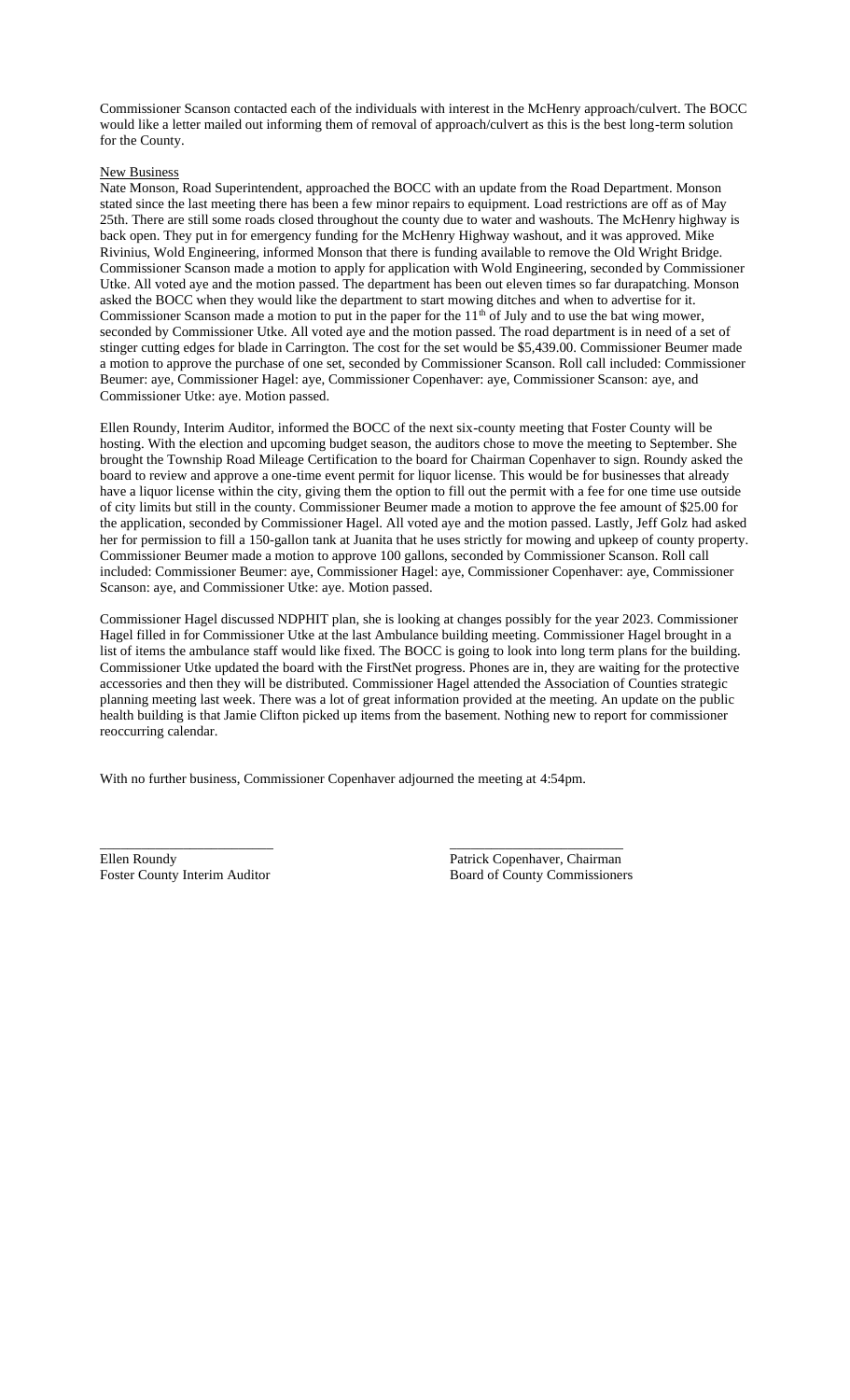Commissioner Scanson contacted each of the individuals with interest in the McHenry approach/culvert. The BOCC would like a letter mailed out informing them of removal of approach/culvert as this is the best long-term solution for the County.

New Business

Nate Monson, Road Superintendent, approached the BOCC with an update from the Road Department. Monson stated since the last meeting there has been a few minor repairs to equipment. Load restrictions are off as of May 25th. There are still some roads closed throughout the county due to water and washouts. The McHenry highway is back open. They put in for emergency funding for the McHenry Highway washout, and it was approved. Mike Rivinius, Wold Engineering, informed Monson that there is funding available to remove the Old Wright Bridge. Commissioner Scanson made a motion to apply for application with Wold Engineering, seconded by Commissioner Utke. All voted aye and the motion passed. The department has been out eleven times so far durapatching. Monson asked the BOCC when they would like the department to start mowing ditches and when to advertise for it. Commissioner Scanson made a motion to put in the paper for the 11th of July and to use the bat wing mower, seconded by Commissioner Utke. All voted aye and the motion passed. The road department is in need of a set of stinger cutting edges for blade in Carrington. The cost for the set would be $5,439.00. Commissioner Beumer made a motion to approve the purchase of one set, seconded by Commissioner Scanson. Roll call included: Commissioner Beumer: aye, Commissioner Hagel: aye, Commissioner Copenhaver: aye, Commissioner Scanson: aye, and Commissioner Utke: aye. Motion passed.

Ellen Roundy, Interim Auditor, informed the BOCC of the next six-county meeting that Foster County will be hosting. With the election and upcoming budget season, the auditors chose to move the meeting to September. She brought the Township Road Mileage Certification to the board for Chairman Copenhaver to sign. Roundy asked the board to review and approve a one-time event permit for liquor license. This would be for businesses that already have a liquor license within the city, giving them the option to fill out the permit with a fee for one time use outside of city limits but still in the county. Commissioner Beumer made a motion to approve the fee amount of $25.00 for the application, seconded by Commissioner Hagel. All voted aye and the motion passed. Lastly, Jeff Golz had asked her for permission to fill a 150-gallon tank at Juanita that he uses strictly for mowing and upkeep of county property. Commissioner Beumer made a motion to approve 100 gallons, seconded by Commissioner Scanson. Roll call included: Commissioner Beumer: aye, Commissioner Hagel: aye, Commissioner Copenhaver: aye, Commissioner Scanson: aye, and Commissioner Utke: aye. Motion passed.

Commissioner Hagel discussed NDPHIT plan, she is looking at changes possibly for the year 2023. Commissioner Hagel filled in for Commissioner Utke at the last Ambulance building meeting. Commissioner Hagel brought in a list of items the ambulance staff would like fixed. The BOCC is going to look into long term plans for the building. Commissioner Utke updated the board with the FirstNet progress. Phones are in, they are waiting for the protective accessories and then they will be distributed. Commissioner Hagel attended the Association of Counties strategic planning meeting last week. There was a lot of great information provided at the meeting. An update on the public health building is that Jamie Clifton picked up items from the basement. Nothing new to report for commissioner reoccurring calendar.

With no further business, Commissioner Copenhaver adjourned the meeting at 4:54pm.

\_\_\_\_\_\_\_\_\_\_\_\_\_\_\_\_\_\_\_\_\_\_\_\_\_
Ellen Roundy
Foster County Interim Auditor

\_\_\_\_\_\_\_\_\_\_\_\_\_\_\_\_\_\_\_\_\_\_\_\_\_
Patrick Copenhaver, Chairman
Board of County Commissioners